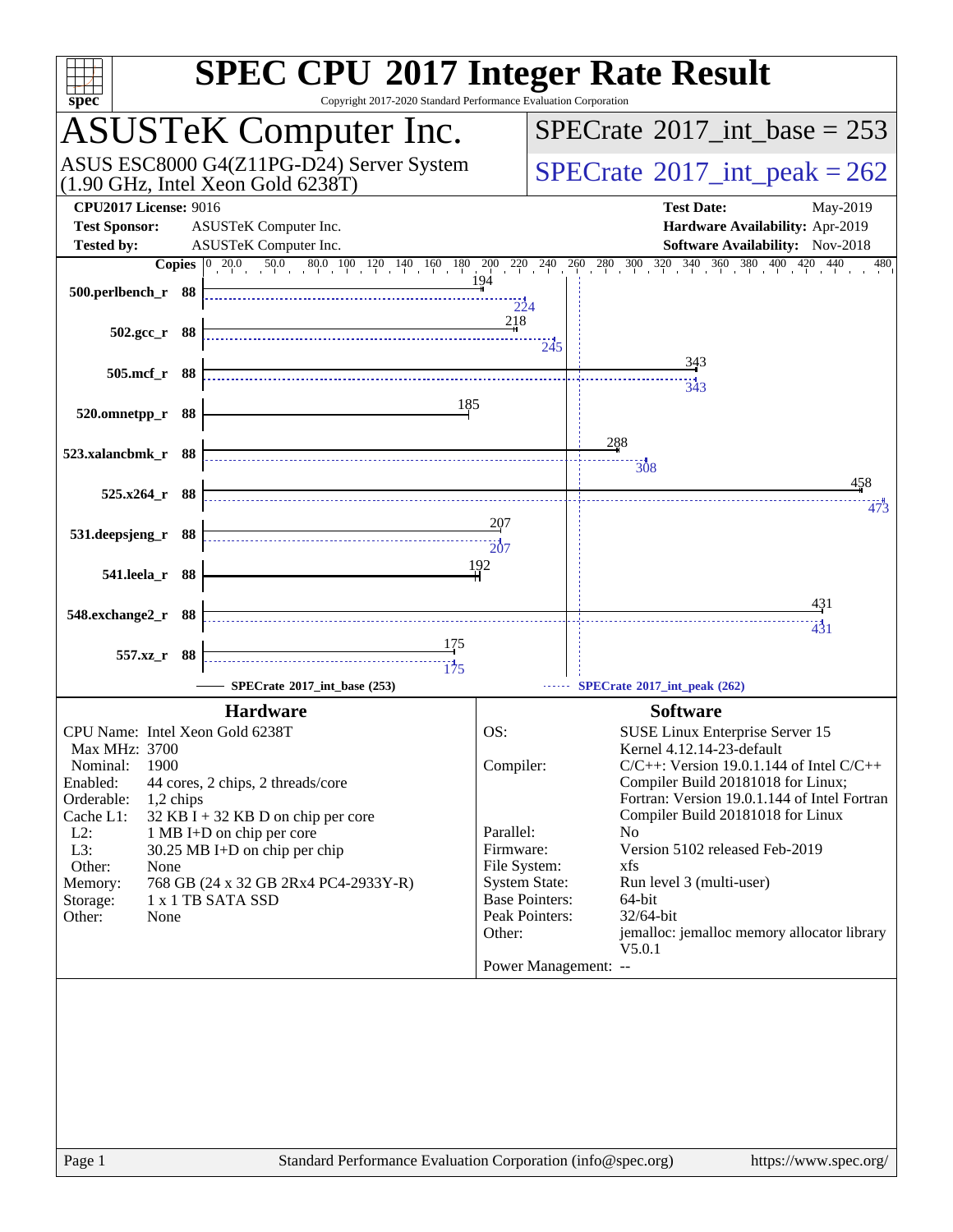# SPEC CPU 2017 Integer Rate Result

Copyright 2017-2020 Standard Performance Evaluation Corporation

## ASUSTeK Computer Inc.

ASUS ESC8000 G4(Z11PG-D24) Server System (1.90 GHz, Intel Xeon Gold 6238T)

SPECrate 2017_int_base = 253

SPECrate 2017_int_peak = 262

**CPU2017 License:** 9016
**Test Sponsor:** ASUSTeK Computer Inc.
**Tested by:** ASUSTeK Computer Inc.

**Test Date:** May-2019
**Hardware Availability:** Apr-2019
**Software Availability:** Nov-2018

| Benchmark | Copies | Base | Peak |
|---|---|---|---|
| 500.perlbench_r | 88 | 194 | 224 |
| 502.gcc_r | 88 | 218 | 245 |
| 505.mcf_r | 88 | 343 | 343 |
| 520.omnetpp_r | 88 | 185 | |
| 523.xalancbmk_r | 88 | 288 | 308 |
| 525.x264_r | 88 | 458 | 473 |
| 531.deepsjeng_r | 88 | 207 | 207 |
| 541.leela_r | 88 | 192 | |
| 548.exchange2_r | 88 | 431 | 431 |
| 557.xz_r | 88 | 175 | 175 |

SPECrate 2017_int_base (253) — SPECrate 2017_int_peak (262)

### Hardware

- CPU Name: Intel Xeon Gold 6238T
- Max MHz: 3700
- Nominal: 1900
- Enabled: 44 cores, 2 chips, 2 threads/core
- Orderable: 1,2 chips
- Cache L1: 32 KB I + 32 KB D on chip per core
- L2: 1 MB I+D on chip per core
- L3: 30.25 MB I+D on chip per chip
- Other: None
- Memory: 768 GB (24 x 32 GB 2Rx4 PC4-2933Y-R)
- Storage: 1 x 1 TB SATA SSD
- Other: None

### Software

- OS: SUSE Linux Enterprise Server 15, Kernel 4.12.14-23-default
- Compiler: C/C++: Version 19.0.1.144 of Intel C/C++ Compiler Build 20181018 for Linux; Fortran: Version 19.0.1.144 of Intel Fortran Compiler Build 20181018 for Linux
- Parallel: No
- Firmware: Version 5102 released Feb-2019
- File System: xfs
- System State: Run level 3 (multi-user)
- Base Pointers: 64-bit
- Peak Pointers: 32/64-bit
- Other: jemalloc: jemalloc memory allocator library V5.0.1
- Power Management: --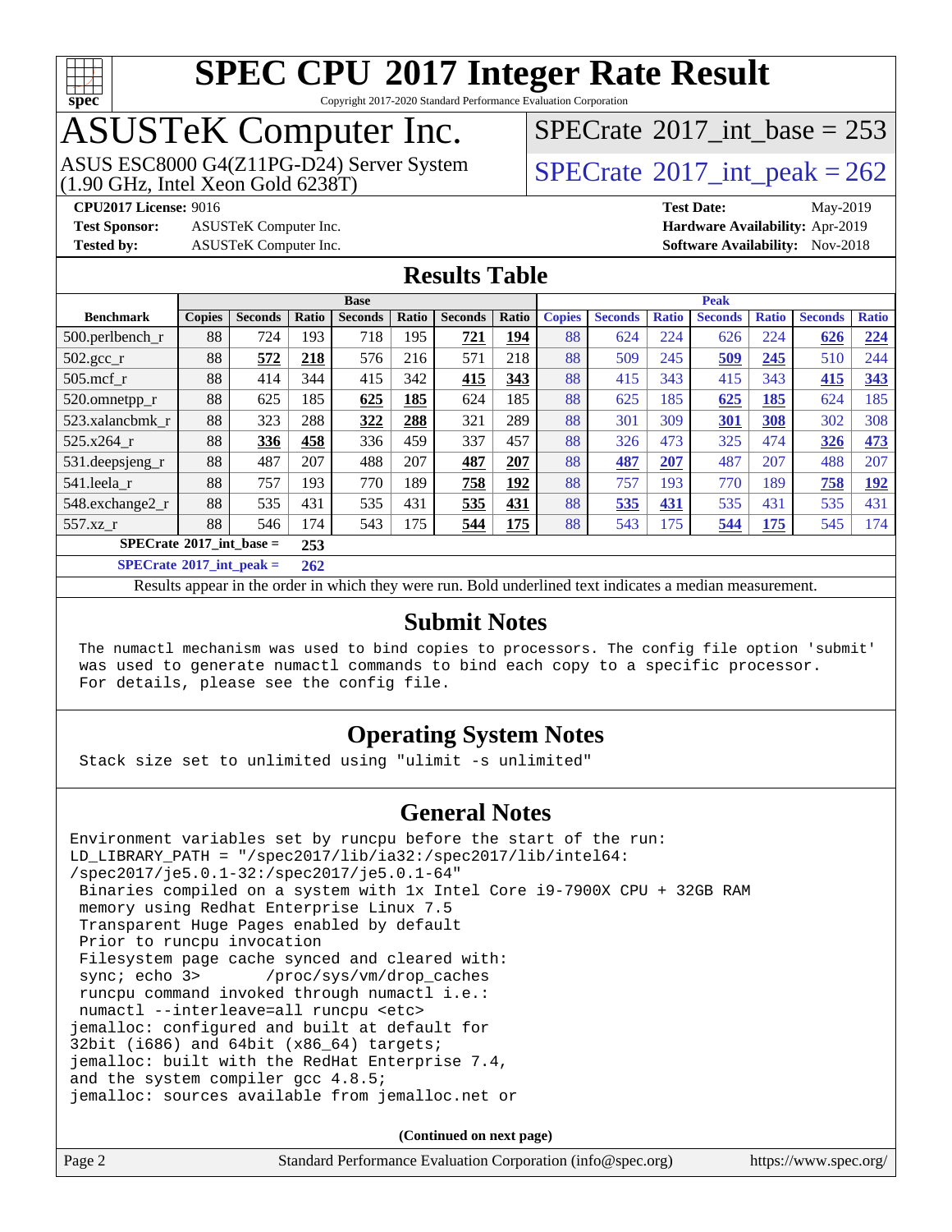# SPEC CPU 2017 Integer Rate Result

Copyright 2017-2020 Standard Performance Evaluation Corporation

## ASUSTeK Computer Inc.

ASUS ESC8000 G4(Z11PG-D24) Server System (1.90 GHz, Intel Xeon Gold 6238T)

SPECrate 2017_int_base = 253

SPECrate 2017_int_peak = 262

**CPU2017 License:** 9016
**Test Sponsor:** ASUSTeK Computer Inc.
**Tested by:** ASUSTeK Computer Inc.
**Test Date:** May-2019
**Hardware Availability:** Apr-2019
**Software Availability:** Nov-2018

## Results Table

| Benchmark | Base | | | | | | | Peak | | | | | | |
|---|---|---|---|---|---|---|---|---|---|---|---|---|---|---|
| | Copies | Seconds | Ratio | Seconds | Ratio | Seconds | Ratio | Copies | Seconds | Ratio | Seconds | Ratio | Seconds | Ratio |
| 500.perlbench_r | 88 | 724 | 193 | 718 | 195 | **721** | **194** | 88 | 624 | 224 | 626 | 224 | **626** | **224** |
| 502.gcc_r | 88 | **572** | **218** | 576 | 216 | 571 | 218 | 88 | 509 | 245 | **509** | **245** | 510 | 244 |
| 505.mcf_r | 88 | 414 | 344 | 415 | 342 | **415** | **343** | 88 | 415 | 343 | 415 | 343 | **415** | **343** |
| 520.omnetpp_r | 88 | 625 | 185 | **625** | **185** | 624 | 185 | 88 | 625 | 185 | **625** | **185** | 624 | 185 |
| 523.xalancbmk_r | 88 | 323 | 288 | **322** | **288** | 321 | 289 | 88 | 301 | 309 | **301** | **308** | 302 | 308 |
| 525.x264_r | 88 | **336** | **458** | 336 | 459 | 337 | 457 | 88 | 326 | 473 | 325 | 474 | **326** | **473** |
| 531.deepsjeng_r | 88 | 487 | 207 | 488 | 207 | **487** | **207** | 88 | **487** | **207** | 487 | 207 | 488 | 207 |
| 541.leela_r | 88 | 757 | 193 | 770 | 189 | **758** | **192** | 88 | 757 | 193 | 770 | 189 | **758** | **192** |
| 548.exchange2_r | 88 | 535 | 431 | 535 | 431 | **535** | **431** | 88 | **535** | **431** | 535 | 431 | 535 | 431 |
| 557.xz_r | 88 | 546 | 174 | 543 | 175 | **544** | **175** | 88 | 543 | 175 | **544** | **175** | 545 | 174 |

**SPECrate 2017_int_base = 253**

**SPECrate 2017_int_peak = 262**

Results appear in the order in which they were run. Bold underlined text indicates a median measurement.

## Submit Notes

```
The numactl mechanism was used to bind copies to processors. The config file option 'submit'
was used to generate numactl commands to bind each copy to a specific processor.
For details, please see the config file.
```

## Operating System Notes

```
Stack size set to unlimited using "ulimit -s unlimited"
```

## General Notes

```
Environment variables set by runcpu before the start of the run:
LD_LIBRARY_PATH = "/spec2017/lib/ia32:/spec2017/lib/intel64:
/spec2017/je5.0.1-32:/spec2017/je5.0.1-64"
 Binaries compiled on a system with 1x Intel Core i9-7900X CPU + 32GB RAM
 memory using Redhat Enterprise Linux 7.5
 Transparent Huge Pages enabled by default
 Prior to runcpu invocation
 Filesystem page cache synced and cleared with:
 sync; echo 3>       /proc/sys/vm/drop_caches
 runcpu command invoked through numactl i.e.:
 numactl --interleave=all runcpu <etc>
jemalloc: configured and built at default for
32bit (i686) and 64bit (x86_64) targets;
jemalloc: built with the RedHat Enterprise 7.4,
and the system compiler gcc 4.8.5;
jemalloc: sources available from jemalloc.net or
```

**(Continued on next page)**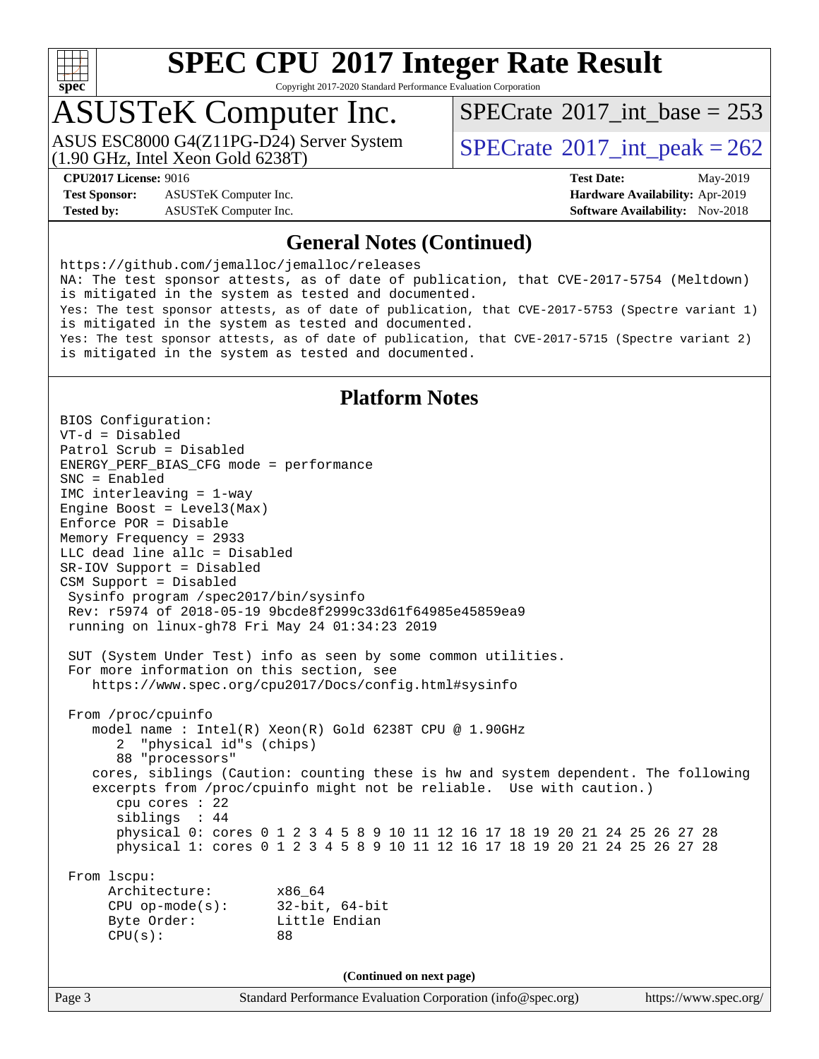## General Notes (Continued)

```
https://github.com/jemalloc/jemalloc/releases
NA: The test sponsor attests, as of date of publication, that CVE-2017-5754 (Meltdown)
is mitigated in the system as tested and documented.
Yes: The test sponsor attests, as of date of publication, that CVE-2017-5753 (Spectre variant 1)
is mitigated in the system as tested and documented.
Yes: The test sponsor attests, as of date of publication, that CVE-2017-5715 (Spectre variant 2)
is mitigated in the system as tested and documented.
```

## Platform Notes

```
BIOS Configuration:
VT-d = Disabled
Patrol Scrub = Disabled
ENERGY_PERF_BIAS_CFG mode = performance
SNC = Enabled
IMC interleaving = 1-way
Engine Boost = Level3(Max)
Enforce POR = Disable
Memory Frequency = 2933
LLC dead line allc = Disabled
SR-IOV Support = Disabled
CSM Support = Disabled
 Sysinfo program /spec2017/bin/sysinfo
 Rev: r5974 of 2018-05-19 9bcde8f2999c33d61f64985e45859ea9
 running on linux-gh78 Fri May 24 01:34:23 2019

 SUT (System Under Test) info as seen by some common utilities.
 For more information on this section, see
    https://www.spec.org/cpu2017/Docs/config.html#sysinfo

 From /proc/cpuinfo
    model name : Intel(R) Xeon(R) Gold 6238T CPU @ 1.90GHz
       2  "physical id"s (chips)
       88 "processors"
    cores, siblings (Caution: counting these is hw and system dependent. The following
    excerpts from /proc/cpuinfo might not be reliable.  Use with caution.)
       cpu cores : 22
       siblings  : 44
       physical 0: cores 0 1 2 3 4 5 8 9 10 11 12 16 17 18 19 20 21 24 25 26 27 28
       physical 1: cores 0 1 2 3 4 5 8 9 10 11 12 16 17 18 19 20 21 24 25 26 27 28

 From lscpu:
      Architecture:        x86_64
      CPU op-mode(s):      32-bit, 64-bit
      Byte Order:          Little Endian
      CPU(s):              88
```

(Continued on next page)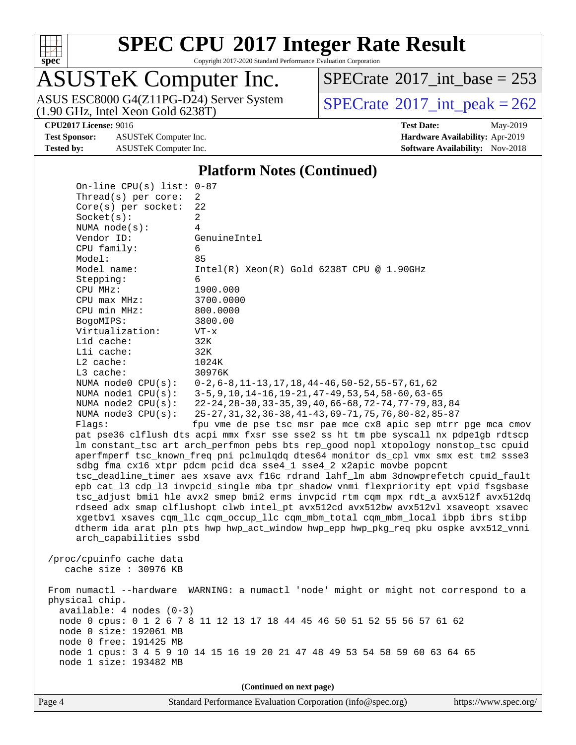## Platform Notes (Continued)

```
     On-line CPU(s) list: 0-87
     Thread(s) per core:  2
     Core(s) per socket:  22
     Socket(s):           2
     NUMA node(s):        4
     Vendor ID:           GenuineIntel
     CPU family:          6
     Model:               85
     Model name:          Intel(R) Xeon(R) Gold 6238T CPU @ 1.90GHz
     Stepping:            6
     CPU MHz:             1900.000
     CPU max MHz:         3700.0000
     CPU min MHz:         800.0000
     BogoMIPS:            3800.00
     Virtualization:      VT-x
     L1d cache:           32K
     L1i cache:           32K
     L2 cache:            1024K
     L3 cache:            30976K
     NUMA node0 CPU(s):   0-2,6-8,11-13,17,18,44-46,50-52,55-57,61,62
     NUMA node1 CPU(s):   3-5,9,10,14-16,19-21,47-49,53,54,58-60,63-65
     NUMA node2 CPU(s):   22-24,28-30,33-35,39,40,66-68,72-74,77-79,83,84
     NUMA node3 CPU(s):   25-27,31,32,36-38,41-43,69-71,75,76,80-82,85-87
     Flags:               fpu vme de pse tsc msr pae mce cx8 apic sep mtrr pge mca cmov
     pat pse36 clflush dts acpi mmx fxsr sse sse2 ss ht tm pbe syscall nx pdpe1gb rdtscp
     lm constant_tsc art arch_perfmon pebs bts rep_good nopl xtopology nonstop_tsc cpuid
     aperfmperf tsc_known_freq pni pclmulqdq dtes64 monitor ds_cpl vmx smx est tm2 ssse3
     sdbg fma cx16 xtpr pdcm pcid dca sse4_1 sse4_2 x2apic movbe popcnt
     tsc_deadline_timer aes xsave avx f16c rdrand lahf_lm abm 3dnowprefetch cpuid_fault
     epb cat_l3 cdp_l3 invpcid_single mba tpr_shadow vnmi flexpriority ept vpid fsgsbase
     tsc_adjust bmi1 hle avx2 smep bmi2 erms invpcid rtm cqm mpx rdt_a avx512f avx512dq
     rdseed adx smap clflushopt clwb intel_pt avx512cd avx512bw avx512vl xsaveopt xsavec
     xgetbv1 xsaves cqm_llc cqm_occup_llc cqm_mbm_total cqm_mbm_local ibpb ibrs stibp
     dtherm ida arat pln pts hwp hwp_act_window hwp_epp hwp_pkg_req pku ospke avx512_vnni
     arch_capabilities ssbd

 /proc/cpuinfo cache data
    cache size : 30976 KB

 From numactl --hardware  WARNING: a numactl 'node' might or might not correspond to a
 physical chip.
   available: 4 nodes (0-3)
   node 0 cpus: 0 1 2 6 7 8 11 12 13 17 18 44 45 46 50 51 52 55 56 57 61 62
   node 0 size: 192061 MB
   node 0 free: 191425 MB
   node 1 cpus: 3 4 5 9 10 14 15 16 19 20 21 47 48 49 53 54 58 59 60 63 64 65
   node 1 size: 193482 MB
```

(Continued on next page)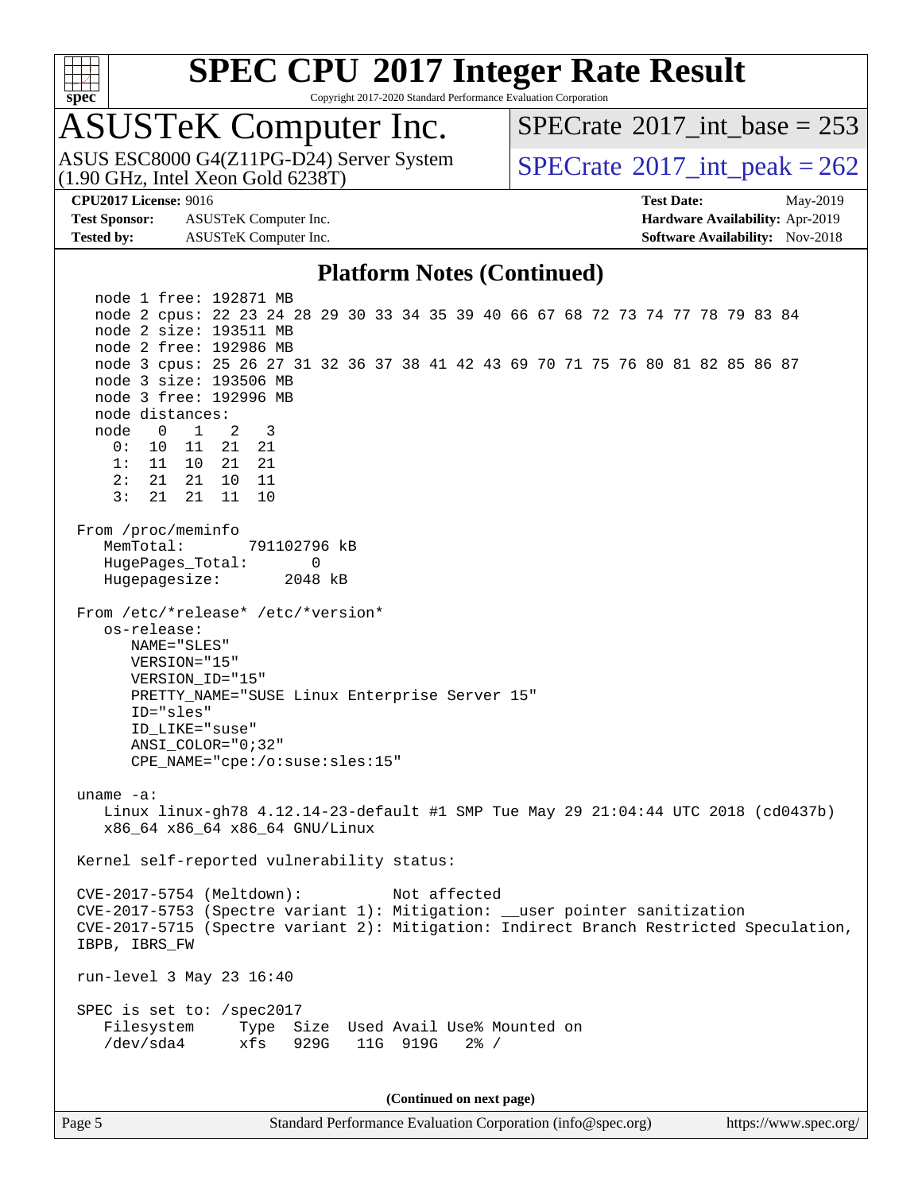## Platform Notes (Continued)

```
   node 1 free: 192871 MB
   node 2 cpus: 22 23 24 28 29 30 33 34 35 39 40 66 67 68 72 73 74 77 78 79 83 84
   node 2 size: 193511 MB
   node 2 free: 192986 MB
   node 3 cpus: 25 26 27 31 32 36 37 38 41 42 43 69 70 71 75 76 80 81 82 85 86 87
   node 3 size: 193506 MB
   node 3 free: 192996 MB
   node distances:
   node   0   1   2   3
     0:  10  11  21  21
     1:  11  10  21  21
     2:  21  21  10  11
     3:  21  21  11  10

 From /proc/meminfo
    MemTotal:       791102796 kB
    HugePages_Total:       0
    Hugepagesize:       2048 kB

 From /etc/*release* /etc/*version*
    os-release:
       NAME="SLES"
       VERSION="15"
       VERSION_ID="15"
       PRETTY_NAME="SUSE Linux Enterprise Server 15"
       ID="sles"
       ID_LIKE="suse"
       ANSI_COLOR="0;32"
       CPE_NAME="cpe:/o:suse:sles:15"

 uname -a:
    Linux linux-gh78 4.12.14-23-default #1 SMP Tue May 29 21:04:44 UTC 2018 (cd0437b)
    x86_64 x86_64 x86_64 GNU/Linux

 Kernel self-reported vulnerability status:

 CVE-2017-5754 (Meltdown):          Not affected
 CVE-2017-5753 (Spectre variant 1): Mitigation: __user pointer sanitization
 CVE-2017-5715 (Spectre variant 2): Mitigation: Indirect Branch Restricted Speculation,
 IBPB, IBRS_FW

 run-level 3 May 23 16:40

 SPEC is set to: /spec2017
    Filesystem     Type  Size  Used Avail Use% Mounted on
    /dev/sda4      xfs   929G   11G  919G   2% /
```

(Continued on next page)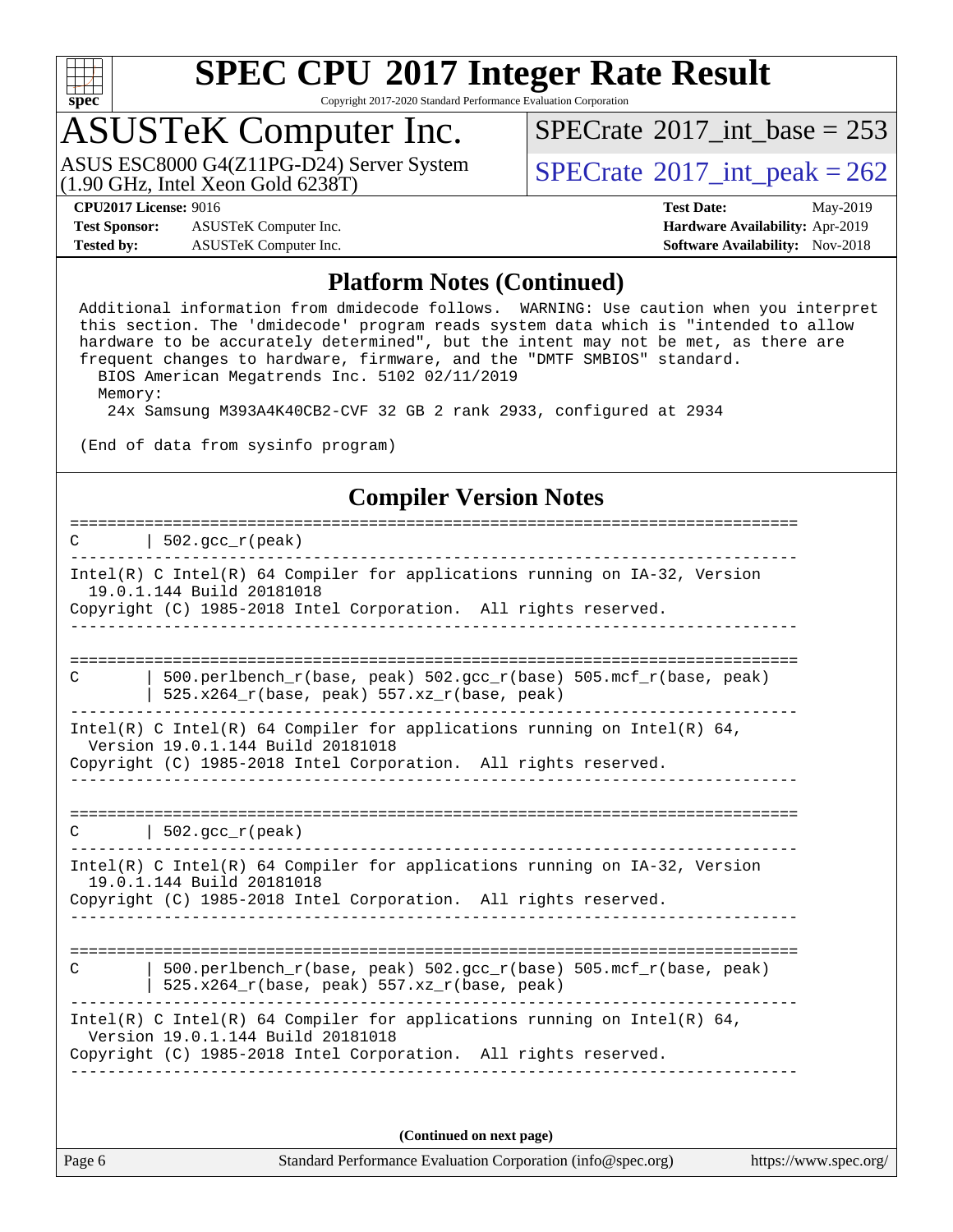## Platform Notes (Continued)

```
Additional information from dmidecode follows.  WARNING: Use caution when you interpret
this section. The 'dmidecode' program reads system data which is "intended to allow
hardware to be accurately determined", but the intent may not be met, as there are
frequent changes to hardware, firmware, and the "DMTF SMBIOS" standard.
  BIOS American Megatrends Inc. 5102 02/11/2019
  Memory:
   24x Samsung M393A4K40CB2-CVF 32 GB 2 rank 2933, configured at 2934

(End of data from sysinfo program)
```

## Compiler Version Notes

```
==============================================================================
C       | 502.gcc_r(peak)
------------------------------------------------------------------------------
Intel(R) C Intel(R) 64 Compiler for applications running on IA-32, Version
  19.0.1.144 Build 20181018
Copyright (C) 1985-2018 Intel Corporation.  All rights reserved.
------------------------------------------------------------------------------

==============================================================================
C       | 500.perlbench_r(base, peak) 502.gcc_r(base) 505.mcf_r(base, peak)
        | 525.x264_r(base, peak) 557.xz_r(base, peak)
------------------------------------------------------------------------------
Intel(R) C Intel(R) 64 Compiler for applications running on Intel(R) 64,
  Version 19.0.1.144 Build 20181018
Copyright (C) 1985-2018 Intel Corporation.  All rights reserved.
------------------------------------------------------------------------------

==============================================================================
C       | 502.gcc_r(peak)
------------------------------------------------------------------------------
Intel(R) C Intel(R) 64 Compiler for applications running on IA-32, Version
  19.0.1.144 Build 20181018
Copyright (C) 1985-2018 Intel Corporation.  All rights reserved.
------------------------------------------------------------------------------

==============================================================================
C       | 500.perlbench_r(base, peak) 502.gcc_r(base) 505.mcf_r(base, peak)
        | 525.x264_r(base, peak) 557.xz_r(base, peak)
------------------------------------------------------------------------------
Intel(R) C Intel(R) 64 Compiler for applications running on Intel(R) 64,
  Version 19.0.1.144 Build 20181018
Copyright (C) 1985-2018 Intel Corporation.  All rights reserved.
------------------------------------------------------------------------------
```

(Continued on next page)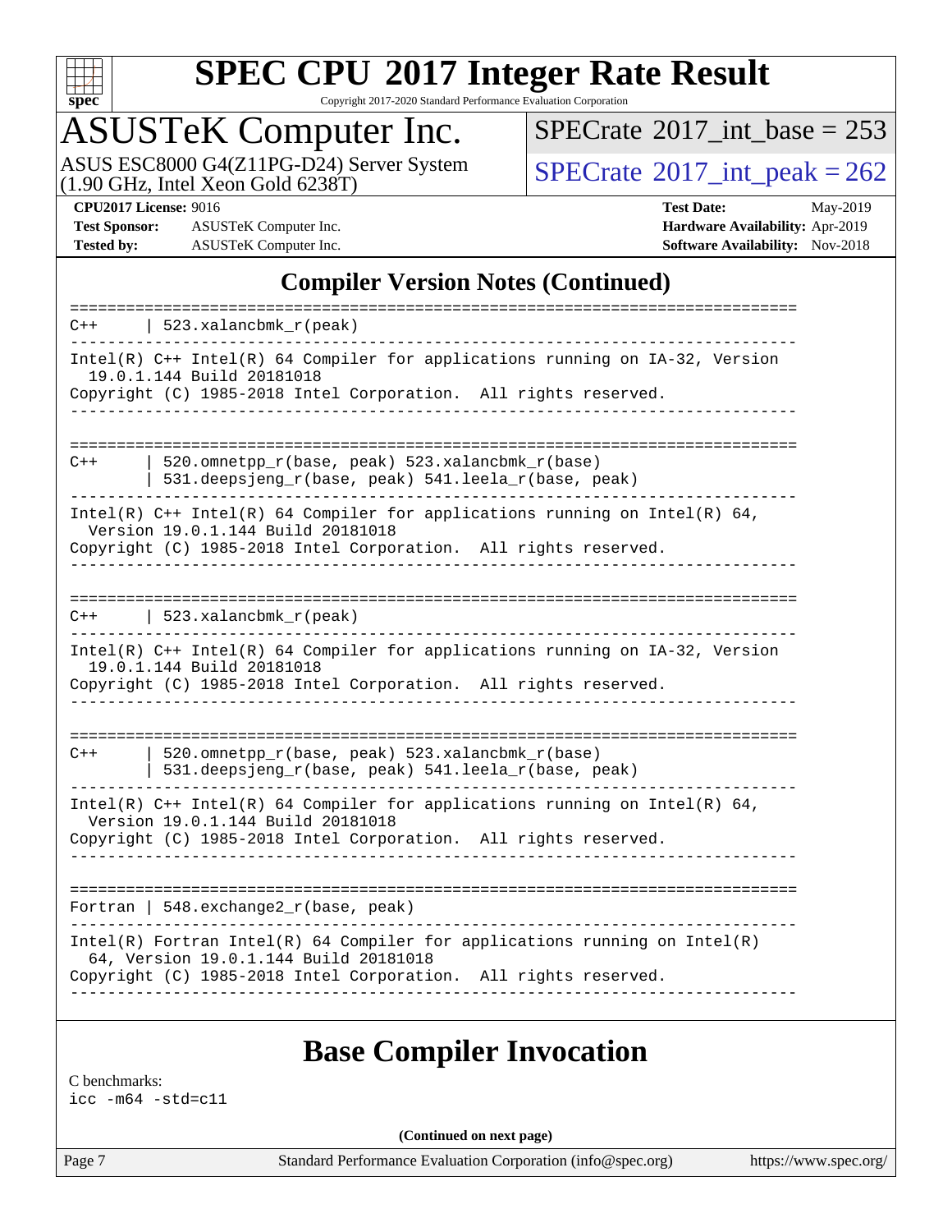## Compiler Version Notes (Continued)

```
==============================================================================
C++     | 523.xalancbmk_r(peak)
------------------------------------------------------------------------------
Intel(R) C++ Intel(R) 64 Compiler for applications running on IA-32, Version
  19.0.1.144 Build 20181018
Copyright (C) 1985-2018 Intel Corporation.  All rights reserved.
------------------------------------------------------------------------------

==============================================================================
C++     | 520.omnetpp_r(base, peak) 523.xalancbmk_r(base)
        | 531.deepsjeng_r(base, peak) 541.leela_r(base, peak)
------------------------------------------------------------------------------
Intel(R) C++ Intel(R) 64 Compiler for applications running on Intel(R) 64,
  Version 19.0.1.144 Build 20181018
Copyright (C) 1985-2018 Intel Corporation.  All rights reserved.
------------------------------------------------------------------------------

==============================================================================
C++     | 523.xalancbmk_r(peak)
------------------------------------------------------------------------------
Intel(R) C++ Intel(R) 64 Compiler for applications running on IA-32, Version
  19.0.1.144 Build 20181018
Copyright (C) 1985-2018 Intel Corporation.  All rights reserved.
------------------------------------------------------------------------------

==============================================================================
C++     | 520.omnetpp_r(base, peak) 523.xalancbmk_r(base)
        | 531.deepsjeng_r(base, peak) 541.leela_r(base, peak)
------------------------------------------------------------------------------
Intel(R) C++ Intel(R) 64 Compiler for applications running on Intel(R) 64,
  Version 19.0.1.144 Build 20181018
Copyright (C) 1985-2018 Intel Corporation.  All rights reserved.
------------------------------------------------------------------------------

==============================================================================
Fortran | 548.exchange2_r(base, peak)
------------------------------------------------------------------------------
Intel(R) Fortran Intel(R) 64 Compiler for applications running on Intel(R)
  64, Version 19.0.1.144 Build 20181018
Copyright (C) 1985-2018 Intel Corporation.  All rights reserved.
------------------------------------------------------------------------------
```

## Base Compiler Invocation

C benchmarks:
icc -m64 -std=c11

(Continued on next page)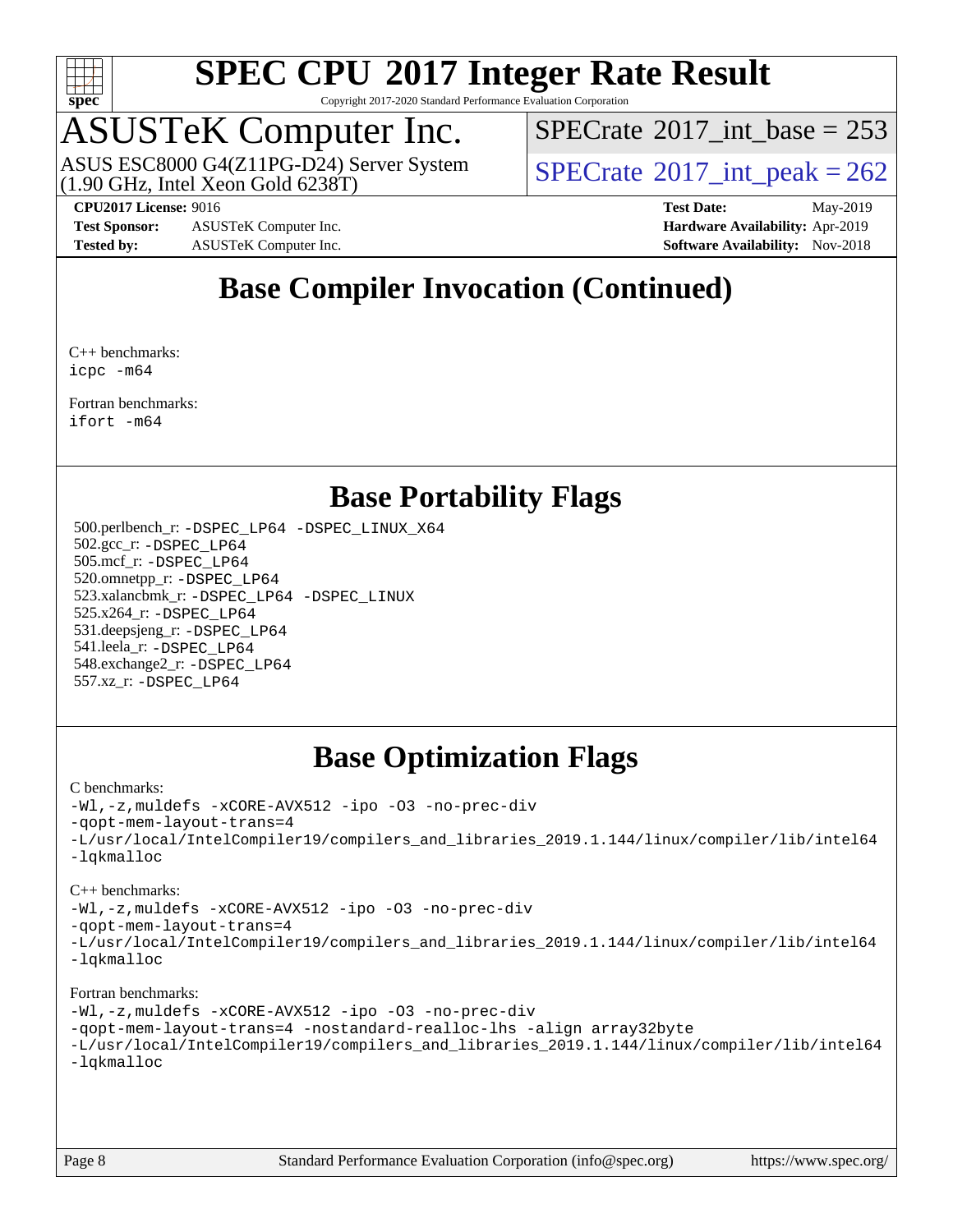## Base Compiler Invocation (Continued)

C++ benchmarks:
icpc -m64

Fortran benchmarks:
ifort -m64

## Base Portability Flags

500.perlbench_r: -DSPEC_LP64 -DSPEC_LINUX_X64
502.gcc_r: -DSPEC_LP64
505.mcf_r: -DSPEC_LP64
520.omnetpp_r: -DSPEC_LP64
523.xalancbmk_r: -DSPEC_LP64 -DSPEC_LINUX
525.x264_r: -DSPEC_LP64
531.deepsjeng_r: -DSPEC_LP64
541.leela_r: -DSPEC_LP64
548.exchange2_r: -DSPEC_LP64
557.xz_r: -DSPEC_LP64

## Base Optimization Flags

C benchmarks:
-Wl,-z,muldefs -xCORE-AVX512 -ipo -O3 -no-prec-div
-qopt-mem-layout-trans=4
-L/usr/local/IntelCompiler19/compilers_and_libraries_2019.1.144/linux/compiler/lib/intel64
-lqkmalloc

C++ benchmarks:
-Wl,-z,muldefs -xCORE-AVX512 -ipo -O3 -no-prec-div
-qopt-mem-layout-trans=4
-L/usr/local/IntelCompiler19/compilers_and_libraries_2019.1.144/linux/compiler/lib/intel64
-lqkmalloc

Fortran benchmarks:
-Wl,-z,muldefs -xCORE-AVX512 -ipo -O3 -no-prec-div
-qopt-mem-layout-trans=4 -nostandard-realloc-lhs -align array32byte
-L/usr/local/IntelCompiler19/compilers_and_libraries_2019.1.144/linux/compiler/lib/intel64
-lqkmalloc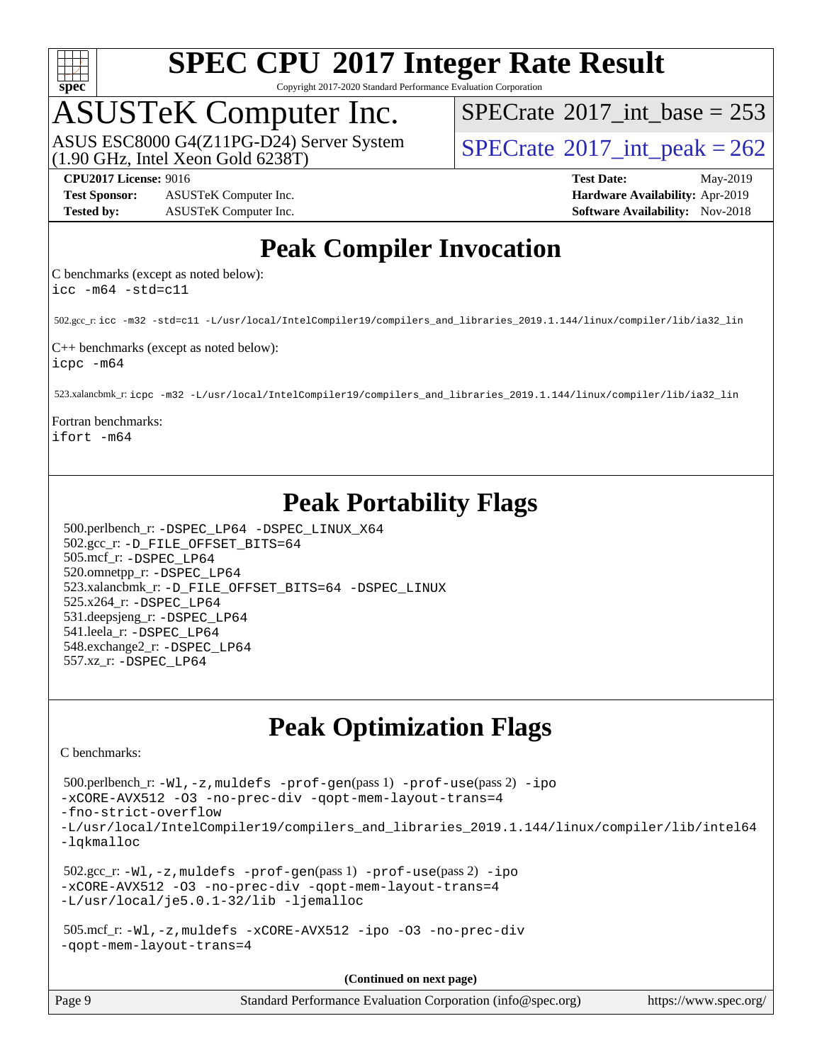# Peak Compiler Invocation

C benchmarks (except as noted below):

```
icc -m64 -std=c11
```

502.gcc_r: `icc -m32 -std=c11 -L/usr/local/IntelCompiler19/compilers_and_libraries_2019.1.144/linux/compiler/lib/ia32_lin`

C++ benchmarks (except as noted below):

```
icpc -m64
```

523.xalancbmk_r: `icpc -m32 -L/usr/local/IntelCompiler19/compilers_and_libraries_2019.1.144/linux/compiler/lib/ia32_lin`

Fortran benchmarks:

```
ifort -m64
```

# Peak Portability Flags

500.perlbench_r: -DSPEC_LP64 -DSPEC_LINUX_X64
502.gcc_r: -D_FILE_OFFSET_BITS=64
505.mcf_r: -DSPEC_LP64
520.omnetpp_r: -DSPEC_LP64
523.xalancbmk_r: -D_FILE_OFFSET_BITS=64 -DSPEC_LINUX
525.x264_r: -DSPEC_LP64
531.deepsjeng_r: -DSPEC_LP64
541.leela_r: -DSPEC_LP64
548.exchange2_r: -DSPEC_LP64
557.xz_r: -DSPEC_LP64

# Peak Optimization Flags

C benchmarks:

500.perlbench_r: -Wl,-z,muldefs -prof-gen(pass 1) -prof-use(pass 2) -ipo -xCORE-AVX512 -O3 -no-prec-div -qopt-mem-layout-trans=4 -fno-strict-overflow -L/usr/local/IntelCompiler19/compilers_and_libraries_2019.1.144/linux/compiler/lib/intel64 -lqkmalloc

502.gcc_r: -Wl,-z,muldefs -prof-gen(pass 1) -prof-use(pass 2) -ipo -xCORE-AVX512 -O3 -no-prec-div -qopt-mem-layout-trans=4 -L/usr/local/je5.0.1-32/lib -ljemalloc

505.mcf_r: -Wl,-z,muldefs -xCORE-AVX512 -ipo -O3 -no-prec-div -qopt-mem-layout-trans=4

**(Continued on next page)**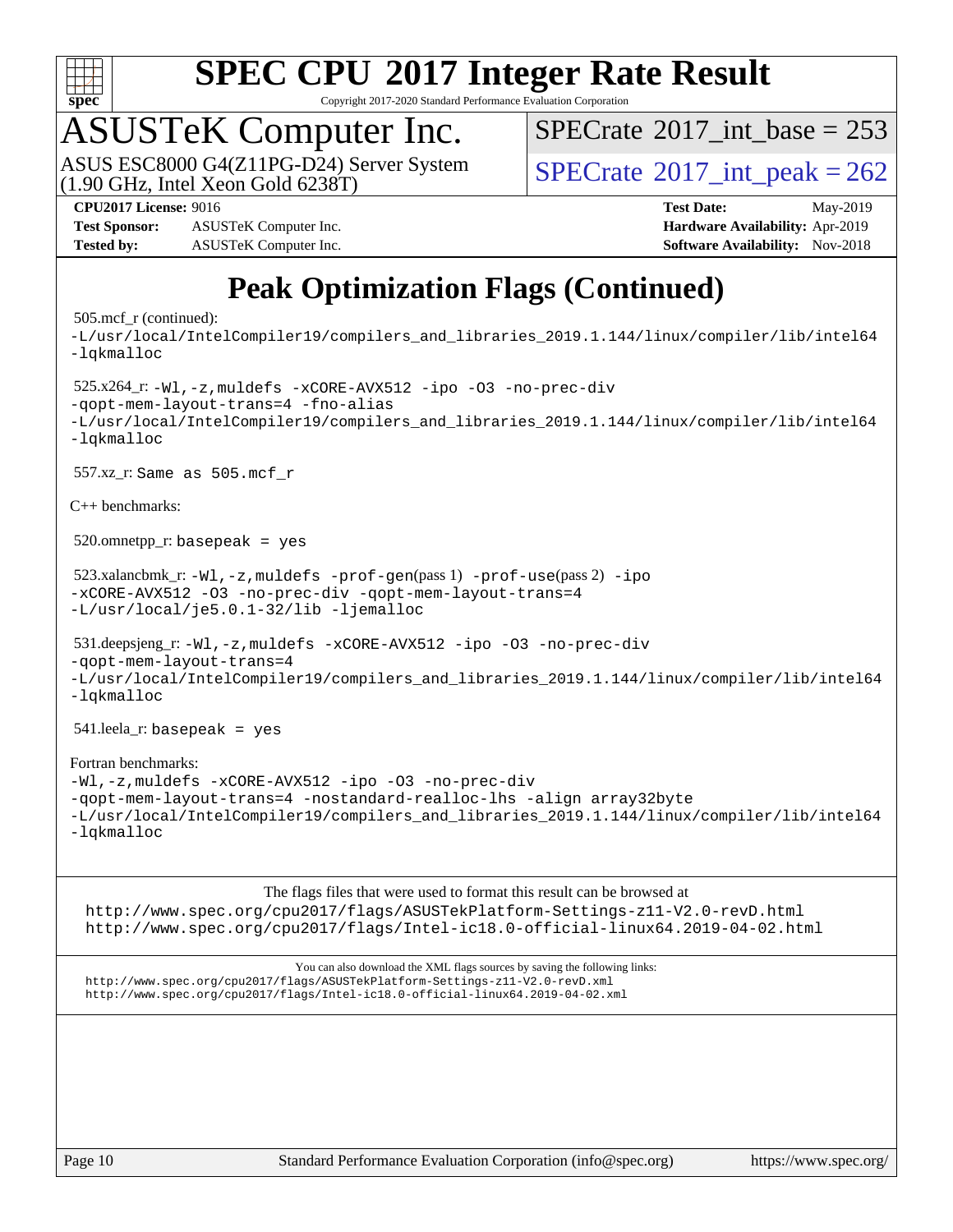# SPEC CPU 2017 Integer Rate Result

Copyright 2017-2020 Standard Performance Evaluation Corporation

## ASUSTeK Computer Inc.

ASUS ESC8000 G4(Z11PG-D24) Server System (1.90 GHz, Intel Xeon Gold 6238T)

SPECrate 2017_int_base = 253

SPECrate 2017_int_peak = 262

**CPU2017 License:** 9016
**Test Sponsor:** ASUSTeK Computer Inc.
**Tested by:** ASUSTeK Computer Inc.

**Test Date:** May-2019
**Hardware Availability:** Apr-2019
**Software Availability:** Nov-2018

## Peak Optimization Flags (Continued)

505.mcf_r (continued):
```
-L/usr/local/IntelCompiler19/compilers_and_libraries_2019.1.144/linux/compiler/lib/intel64
-lqkmalloc
```

525.x264_r:
```
-Wl,-z,muldefs -xCORE-AVX512 -ipo -O3 -no-prec-div
-qopt-mem-layout-trans=4 -fno-alias
-L/usr/local/IntelCompiler19/compilers_and_libraries_2019.1.144/linux/compiler/lib/intel64
-lqkmalloc
```

557.xz_r: `Same as 505.mcf_r`

C++ benchmarks:

520.omnetpp_r: `basepeak = yes`

523.xalancbmk_r: `-Wl,-z,muldefs -prof-gen`(pass 1) `-prof-use`(pass 2) `-ipo -xCORE-AVX512 -O3 -no-prec-div -qopt-mem-layout-trans=4 -L/usr/local/je5.0.1-32/lib -ljemalloc`

531.deepsjeng_r:
```
-Wl,-z,muldefs -xCORE-AVX512 -ipo -O3 -no-prec-div
-qopt-mem-layout-trans=4
-L/usr/local/IntelCompiler19/compilers_and_libraries_2019.1.144/linux/compiler/lib/intel64
-lqkmalloc
```

541.leela_r: `basepeak = yes`

Fortran benchmarks:
```
-Wl,-z,muldefs -xCORE-AVX512 -ipo -O3 -no-prec-div
-qopt-mem-layout-trans=4 -nostandard-realloc-lhs -align array32byte
-L/usr/local/IntelCompiler19/compilers_and_libraries_2019.1.144/linux/compiler/lib/intel64
-lqkmalloc
```

The flags files that were used to format this result can be browsed at
http://www.spec.org/cpu2017/flags/ASUSTekPlatform-Settings-z11-V2.0-revD.html
http://www.spec.org/cpu2017/flags/Intel-ic18.0-official-linux64.2019-04-02.html

You can also download the XML flags sources by saving the following links:
http://www.spec.org/cpu2017/flags/ASUSTekPlatform-Settings-z11-V2.0-revD.xml
http://www.spec.org/cpu2017/flags/Intel-ic18.0-official-linux64.2019-04-02.xml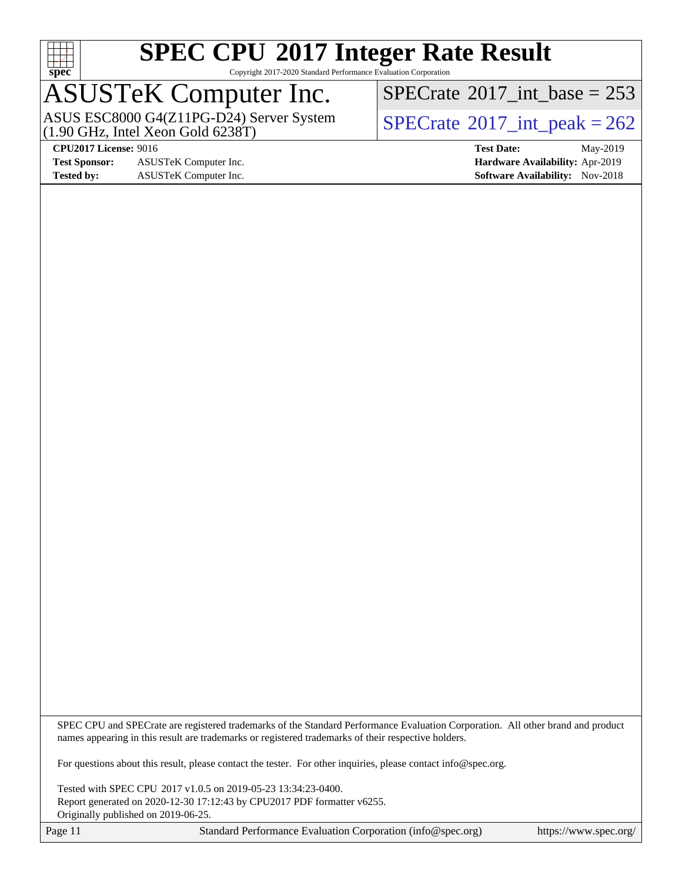SPEC CPU and SPECrate are registered trademarks of the Standard Performance Evaluation Corporation. All other brand and product names appearing in this result are trademarks or registered trademarks of their respective holders.

For questions about this result, please contact the tester. For other inquiries, please contact info@spec.org.

Tested with SPEC CPU 2017 v1.0.5 on 2019-05-23 13:34:23-0400.
Report generated on 2020-12-30 17:12:43 by CPU2017 PDF formatter v6255.
Originally published on 2019-06-25.